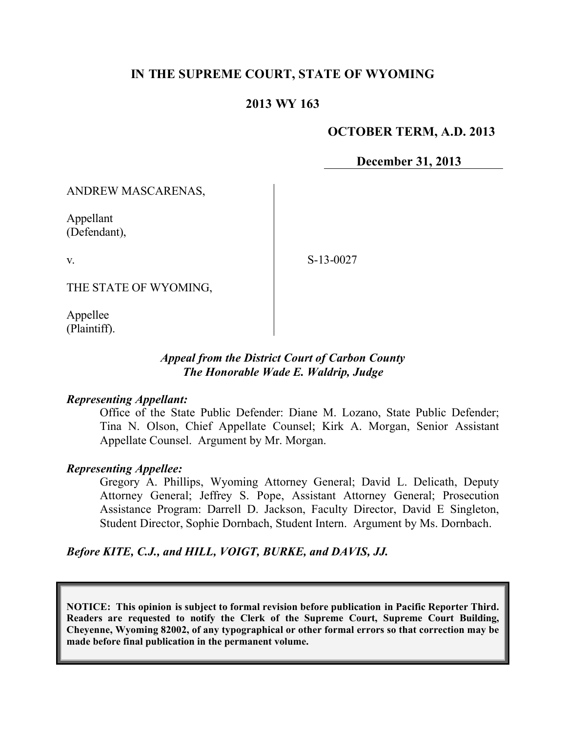# IN THE SUPREME COURT, STATE OF WYOMING

## 2013 WY 163

**OCTOBER TERM, A.D. 2013**

**December 31, 2013**

ANDREW MASCARENAS,

Appellant
(Defendant),

v.

THE STATE OF WYOMING,

Appellee
(Plaintiff).

S-13-0027

*Appeal from the District Court of Carbon County*
*The Honorable Wade E. Waldrip, Judge*

***Representing Appellant:***

Office of the State Public Defender: Diane M. Lozano, State Public Defender; Tina N. Olson, Chief Appellate Counsel; Kirk A. Morgan, Senior Assistant Appellate Counsel. Argument by Mr. Morgan.

***Representing Appellee:***

Gregory A. Phillips, Wyoming Attorney General; David L. Delicath, Deputy Attorney General; Jeffrey S. Pope, Assistant Attorney General; Prosecution Assistance Program: Darrell D. Jackson, Faculty Director, David E Singleton, Student Director, Sophie Dornbach, Student Intern. Argument by Ms. Dornbach.

***Before KITE, C.J., and HILL, VOIGT, BURKE, and DAVIS, JJ.***

**NOTICE: This opinion is subject to formal revision before publication in Pacific Reporter Third. Readers are requested to notify the Clerk of the Supreme Court, Supreme Court Building, Cheyenne, Wyoming 82002, of any typographical or other formal errors so that correction may be made before final publication in the permanent volume.**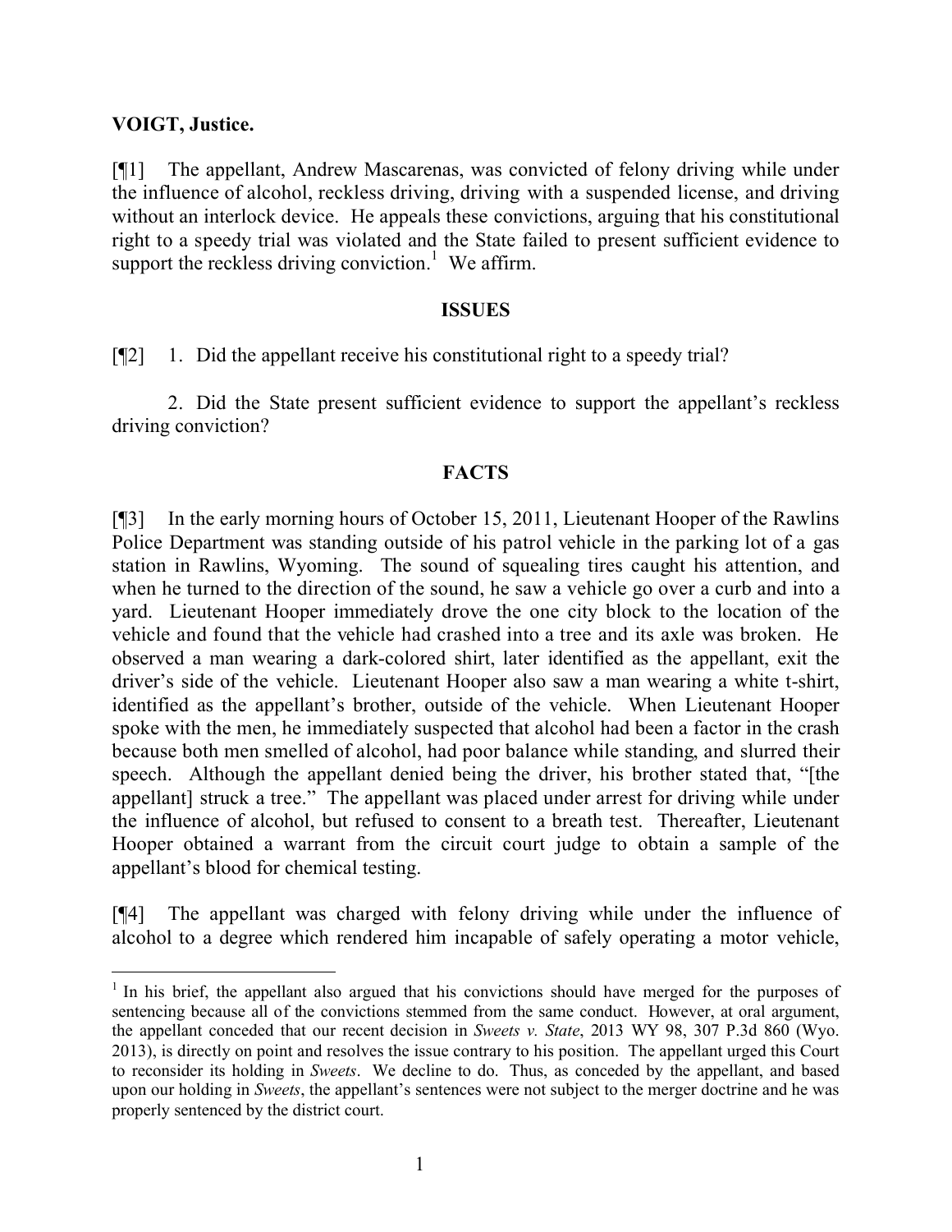**VOIGT, Justice.**

[¶1] The appellant, Andrew Mascarenas, was convicted of felony driving while under the influence of alcohol, reckless driving, driving with a suspended license, and driving without an interlock device. He appeals these convictions, arguing that his constitutional right to a speedy trial was violated and the State failed to present sufficient evidence to support the reckless driving conviction.[1] We affirm.

**ISSUES**

[¶2] 1. Did the appellant receive his constitutional right to a speedy trial?

2. Did the State present sufficient evidence to support the appellant's reckless driving conviction?

**FACTS**

[¶3] In the early morning hours of October 15, 2011, Lieutenant Hooper of the Rawlins Police Department was standing outside of his patrol vehicle in the parking lot of a gas station in Rawlins, Wyoming. The sound of squealing tires caught his attention, and when he turned to the direction of the sound, he saw a vehicle go over a curb and into a yard. Lieutenant Hooper immediately drove the one city block to the location of the vehicle and found that the vehicle had crashed into a tree and its axle was broken. He observed a man wearing a dark-colored shirt, later identified as the appellant, exit the driver's side of the vehicle. Lieutenant Hooper also saw a man wearing a white t-shirt, identified as the appellant's brother, outside of the vehicle. When Lieutenant Hooper spoke with the men, he immediately suspected that alcohol had been a factor in the crash because both men smelled of alcohol, had poor balance while standing, and slurred their speech. Although the appellant denied being the driver, his brother stated that, "[the appellant] struck a tree." The appellant was placed under arrest for driving while under the influence of alcohol, but refused to consent to a breath test. Thereafter, Lieutenant Hooper obtained a warrant from the circuit court judge to obtain a sample of the appellant's blood for chemical testing.

[¶4] The appellant was charged with felony driving while under the influence of alcohol to a degree which rendered him incapable of safely operating a motor vehicle,

---

[1] In his brief, the appellant also argued that his convictions should have merged for the purposes of sentencing because all of the convictions stemmed from the same conduct. However, at oral argument, the appellant conceded that our recent decision in *Sweets v. State*, 2013 WY 98, 307 P.3d 860 (Wyo. 2013), is directly on point and resolves the issue contrary to his position. The appellant urged this Court to reconsider its holding in *Sweets*. We decline to do. Thus, as conceded by the appellant, and based upon our holding in *Sweets*, the appellant's sentences were not subject to the merger doctrine and he was properly sentenced by the district court.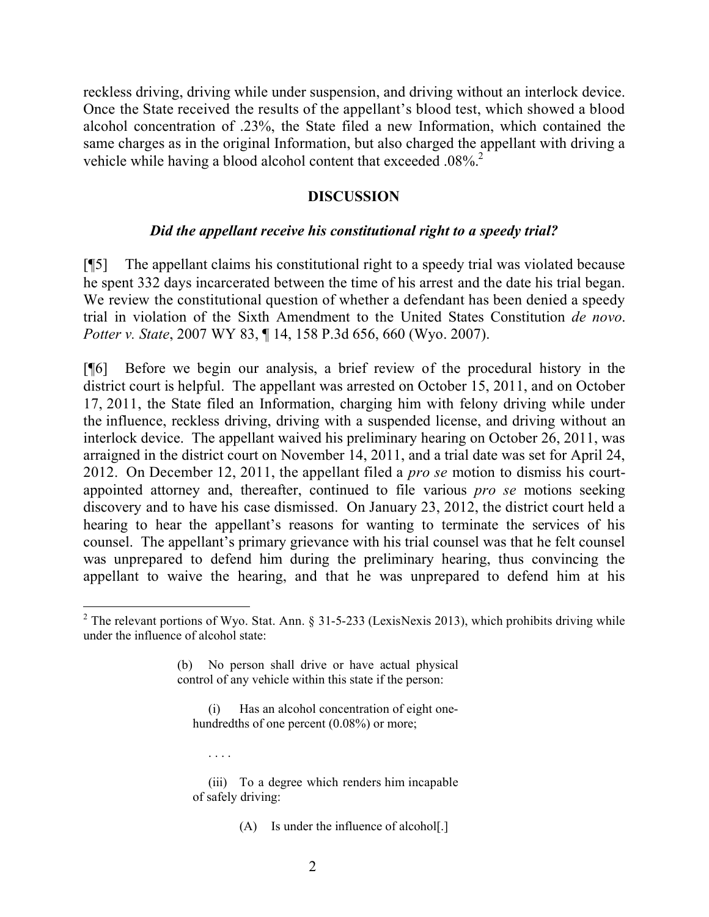reckless driving, driving while under suspension, and driving without an interlock device. Once the State received the results of the appellant's blood test, which showed a blood alcohol concentration of .23%, the State filed a new Information, which contained the same charges as in the original Information, but also charged the appellant with driving a vehicle while having a blood alcohol content that exceeded .08%.[2]

## DISCUSSION

### *Did the appellant receive his constitutional right to a speedy trial?*

[¶5] The appellant claims his constitutional right to a speedy trial was violated because he spent 332 days incarcerated between the time of his arrest and the date his trial began. We review the constitutional question of whether a defendant has been denied a speedy trial in violation of the Sixth Amendment to the United States Constitution *de novo*. *Potter v. State*, 2007 WY 83, ¶ 14, 158 P.3d 656, 660 (Wyo. 2007).

[¶6] Before we begin our analysis, a brief review of the procedural history in the district court is helpful. The appellant was arrested on October 15, 2011, and on October 17, 2011, the State filed an Information, charging him with felony driving while under the influence, reckless driving, driving with a suspended license, and driving without an interlock device. The appellant waived his preliminary hearing on October 26, 2011, was arraigned in the district court on November 14, 2011, and a trial date was set for April 24, 2012. On December 12, 2011, the appellant filed a *pro se* motion to dismiss his court-appointed attorney and, thereafter, continued to file various *pro se* motions seeking discovery and to have his case dismissed. On January 23, 2012, the district court held a hearing to hear the appellant's reasons for wanting to terminate the services of his counsel. The appellant's primary grievance with his trial counsel was that he felt counsel was unprepared to defend him during the preliminary hearing, thus convincing the appellant to waive the hearing, and that he was unprepared to defend him at his

---

[2] The relevant portions of Wyo. Stat. Ann. § 31-5-233 (LexisNexis 2013), which prohibits driving while under the influence of alcohol state:

> (b) No person shall drive or have actual physical control of any vehicle within this state if the person:
>
> (i) Has an alcohol concentration of eight one-hundredths of one percent (0.08%) or more;
>
> . . . .
>
> (iii) To a degree which renders him incapable of safely driving:
>
> (A) Is under the influence of alcohol[.]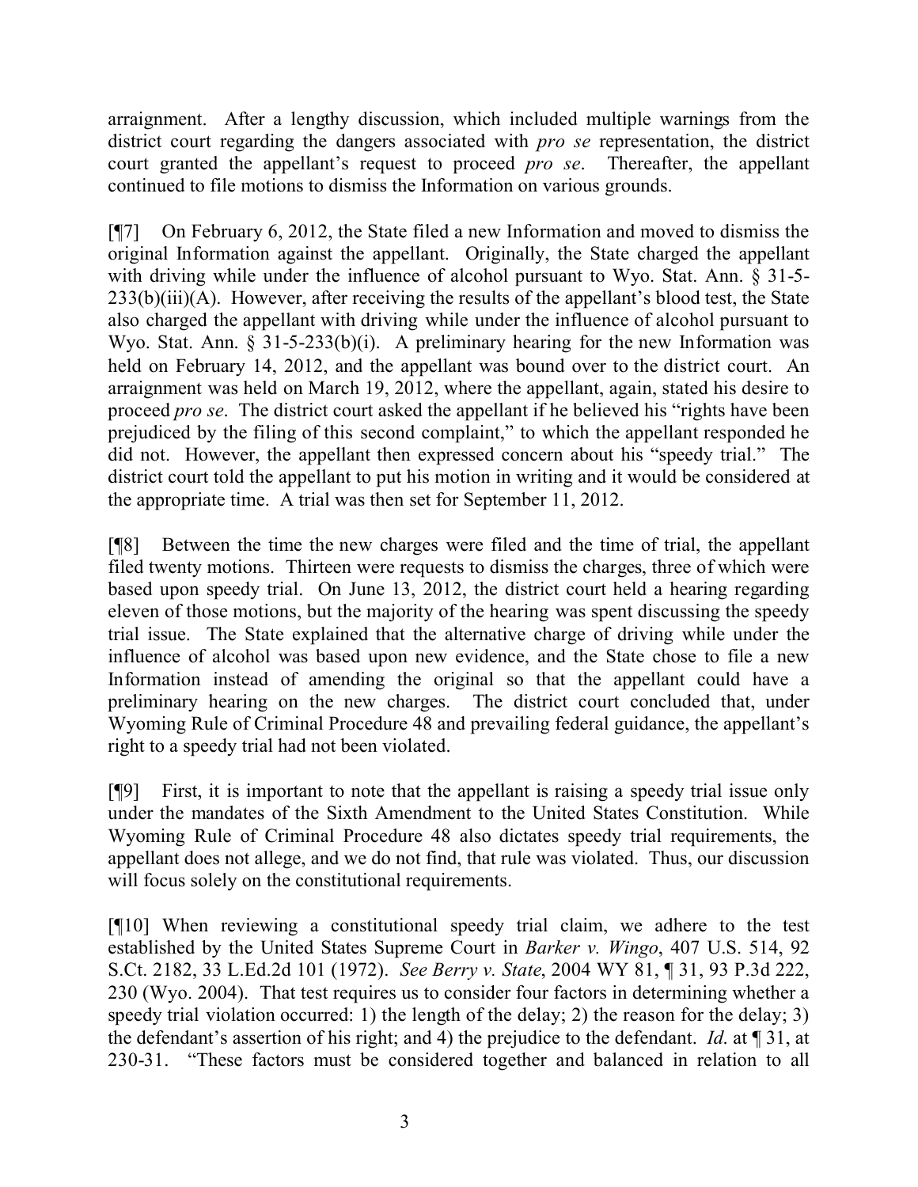arraignment. After a lengthy discussion, which included multiple warnings from the district court regarding the dangers associated with *pro se* representation, the district court granted the appellant's request to proceed *pro se*. Thereafter, the appellant continued to file motions to dismiss the Information on various grounds.

[¶7] On February 6, 2012, the State filed a new Information and moved to dismiss the original Information against the appellant. Originally, the State charged the appellant with driving while under the influence of alcohol pursuant to Wyo. Stat. Ann. § 31-5-233(b)(iii)(A). However, after receiving the results of the appellant's blood test, the State also charged the appellant with driving while under the influence of alcohol pursuant to Wyo. Stat. Ann. § 31-5-233(b)(i). A preliminary hearing for the new Information was held on February 14, 2012, and the appellant was bound over to the district court. An arraignment was held on March 19, 2012, where the appellant, again, stated his desire to proceed *pro se*. The district court asked the appellant if he believed his "rights have been prejudiced by the filing of this second complaint," to which the appellant responded he did not. However, the appellant then expressed concern about his "speedy trial." The district court told the appellant to put his motion in writing and it would be considered at the appropriate time. A trial was then set for September 11, 2012.

[¶8] Between the time the new charges were filed and the time of trial, the appellant filed twenty motions. Thirteen were requests to dismiss the charges, three of which were based upon speedy trial. On June 13, 2012, the district court held a hearing regarding eleven of those motions, but the majority of the hearing was spent discussing the speedy trial issue. The State explained that the alternative charge of driving while under the influence of alcohol was based upon new evidence, and the State chose to file a new Information instead of amending the original so that the appellant could have a preliminary hearing on the new charges. The district court concluded that, under Wyoming Rule of Criminal Procedure 48 and prevailing federal guidance, the appellant's right to a speedy trial had not been violated.

[¶9] First, it is important to note that the appellant is raising a speedy trial issue only under the mandates of the Sixth Amendment to the United States Constitution. While Wyoming Rule of Criminal Procedure 48 also dictates speedy trial requirements, the appellant does not allege, and we do not find, that rule was violated. Thus, our discussion will focus solely on the constitutional requirements.

[¶10] When reviewing a constitutional speedy trial claim, we adhere to the test established by the United States Supreme Court in *Barker v. Wingo*, 407 U.S. 514, 92 S.Ct. 2182, 33 L.Ed.2d 101 (1972). *See Berry v. State*, 2004 WY 81, ¶ 31, 93 P.3d 222, 230 (Wyo. 2004). That test requires us to consider four factors in determining whether a speedy trial violation occurred: 1) the length of the delay; 2) the reason for the delay; 3) the defendant's assertion of his right; and 4) the prejudice to the defendant. *Id.* at ¶ 31, at 230-31. "These factors must be considered together and balanced in relation to all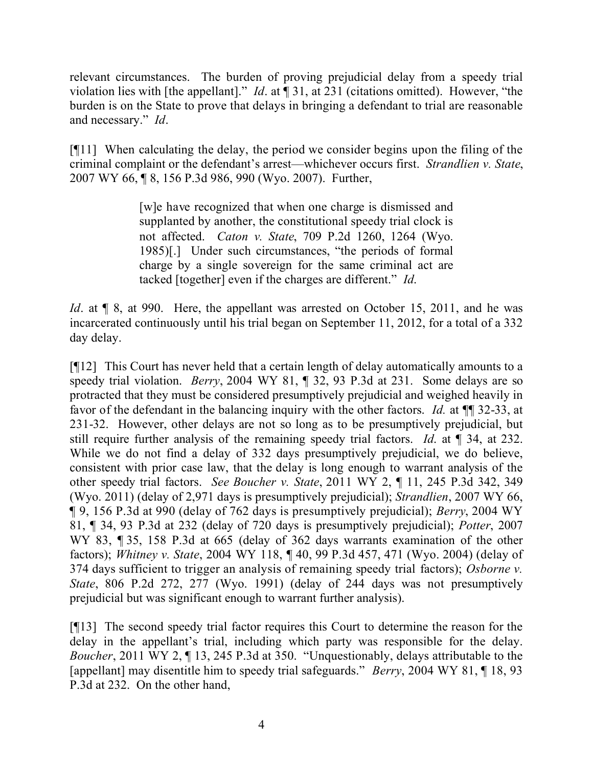relevant circumstances. The burden of proving prejudicial delay from a speedy trial violation lies with [the appellant]." *Id*. at ¶ 31, at 231 (citations omitted). However, "the burden is on the State to prove that delays in bringing a defendant to trial are reasonable and necessary." *Id*.

[¶11] When calculating the delay, the period we consider begins upon the filing of the criminal complaint or the defendant's arrest—whichever occurs first. *Strandlien v. State*, 2007 WY 66, ¶ 8, 156 P.3d 986, 990 (Wyo. 2007). Further,

> [w]e have recognized that when one charge is dismissed and supplanted by another, the constitutional speedy trial clock is not affected. *Caton v. State*, 709 P.2d 1260, 1264 (Wyo. 1985)[.] Under such circumstances, "the periods of formal charge by a single sovereign for the same criminal act are tacked [together] even if the charges are different." *Id.*

*Id*. at ¶ 8, at 990. Here, the appellant was arrested on October 15, 2011, and he was incarcerated continuously until his trial began on September 11, 2012, for a total of a 332 day delay.

[¶12] This Court has never held that a certain length of delay automatically amounts to a speedy trial violation. *Berry*, 2004 WY 81, ¶ 32, 93 P.3d at 231. Some delays are so protracted that they must be considered presumptively prejudicial and weighed heavily in favor of the defendant in the balancing inquiry with the other factors. *Id.* at ¶¶ 32-33, at 231-32. However, other delays are not so long as to be presumptively prejudicial, but still require further analysis of the remaining speedy trial factors. *Id.* at ¶ 34, at 232. While we do not find a delay of 332 days presumptively prejudicial, we do believe, consistent with prior case law, that the delay is long enough to warrant analysis of the other speedy trial factors. *See Boucher v. State*, 2011 WY 2, ¶ 11, 245 P.3d 342, 349 (Wyo. 2011) (delay of 2,971 days is presumptively prejudicial); *Strandlien*, 2007 WY 66, ¶ 9, 156 P.3d at 990 (delay of 762 days is presumptively prejudicial); *Berry*, 2004 WY 81, ¶ 34, 93 P.3d at 232 (delay of 720 days is presumptively prejudicial); *Potter*, 2007 WY 83, ¶ 35, 158 P.3d at 665 (delay of 362 days warrants examination of the other factors); *Whitney v. State*, 2004 WY 118, ¶ 40, 99 P.3d 457, 471 (Wyo. 2004) (delay of 374 days sufficient to trigger an analysis of remaining speedy trial factors); *Osborne v. State*, 806 P.2d 272, 277 (Wyo. 1991) (delay of 244 days was not presumptively prejudicial but was significant enough to warrant further analysis).

[¶13] The second speedy trial factor requires this Court to determine the reason for the delay in the appellant's trial, including which party was responsible for the delay. *Boucher*, 2011 WY 2, ¶ 13, 245 P.3d at 350. "Unquestionably, delays attributable to the [appellant] may disentitle him to speedy trial safeguards." *Berry*, 2004 WY 81, ¶ 18, 93 P.3d at 232. On the other hand,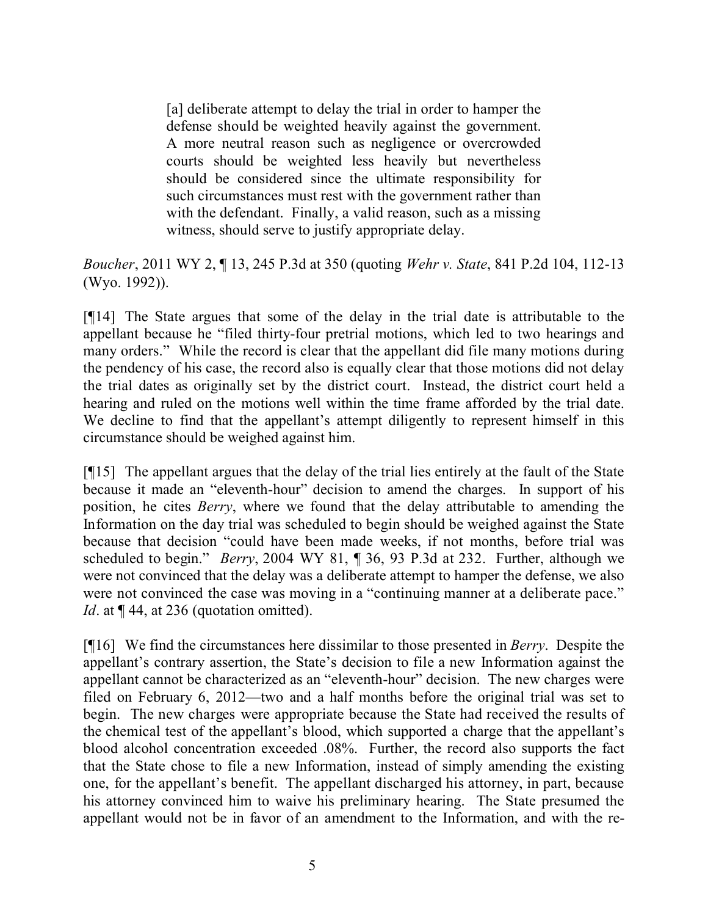> [a] deliberate attempt to delay the trial in order to hamper the defense should be weighted heavily against the government. A more neutral reason such as negligence or overcrowded courts should be weighted less heavily but nevertheless should be considered since the ultimate responsibility for such circumstances must rest with the government rather than with the defendant. Finally, a valid reason, such as a missing witness, should serve to justify appropriate delay.

*Boucher*, 2011 WY 2, ¶ 13, 245 P.3d at 350 (quoting *Wehr v. State*, 841 P.2d 104, 112-13 (Wyo. 1992)).

[¶14] The State argues that some of the delay in the trial date is attributable to the appellant because he "filed thirty-four pretrial motions, which led to two hearings and many orders." While the record is clear that the appellant did file many motions during the pendency of his case, the record also is equally clear that those motions did not delay the trial dates as originally set by the district court. Instead, the district court held a hearing and ruled on the motions well within the time frame afforded by the trial date. We decline to find that the appellant's attempt diligently to represent himself in this circumstance should be weighed against him.

[¶15] The appellant argues that the delay of the trial lies entirely at the fault of the State because it made an "eleventh-hour" decision to amend the charges. In support of his position, he cites *Berry*, where we found that the delay attributable to amending the Information on the day trial was scheduled to begin should be weighed against the State because that decision "could have been made weeks, if not months, before trial was scheduled to begin." *Berry*, 2004 WY 81, ¶ 36, 93 P.3d at 232. Further, although we were not convinced that the delay was a deliberate attempt to hamper the defense, we also were not convinced the case was moving in a "continuing manner at a deliberate pace." *Id*. at ¶ 44, at 236 (quotation omitted).

[¶16] We find the circumstances here dissimilar to those presented in *Berry*. Despite the appellant's contrary assertion, the State's decision to file a new Information against the appellant cannot be characterized as an "eleventh-hour" decision. The new charges were filed on February 6, 2012—two and a half months before the original trial was set to begin. The new charges were appropriate because the State had received the results of the chemical test of the appellant's blood, which supported a charge that the appellant's blood alcohol concentration exceeded .08%. Further, the record also supports the fact that the State chose to file a new Information, instead of simply amending the existing one, for the appellant's benefit. The appellant discharged his attorney, in part, because his attorney convinced him to waive his preliminary hearing. The State presumed the appellant would not be in favor of an amendment to the Information, and with the re-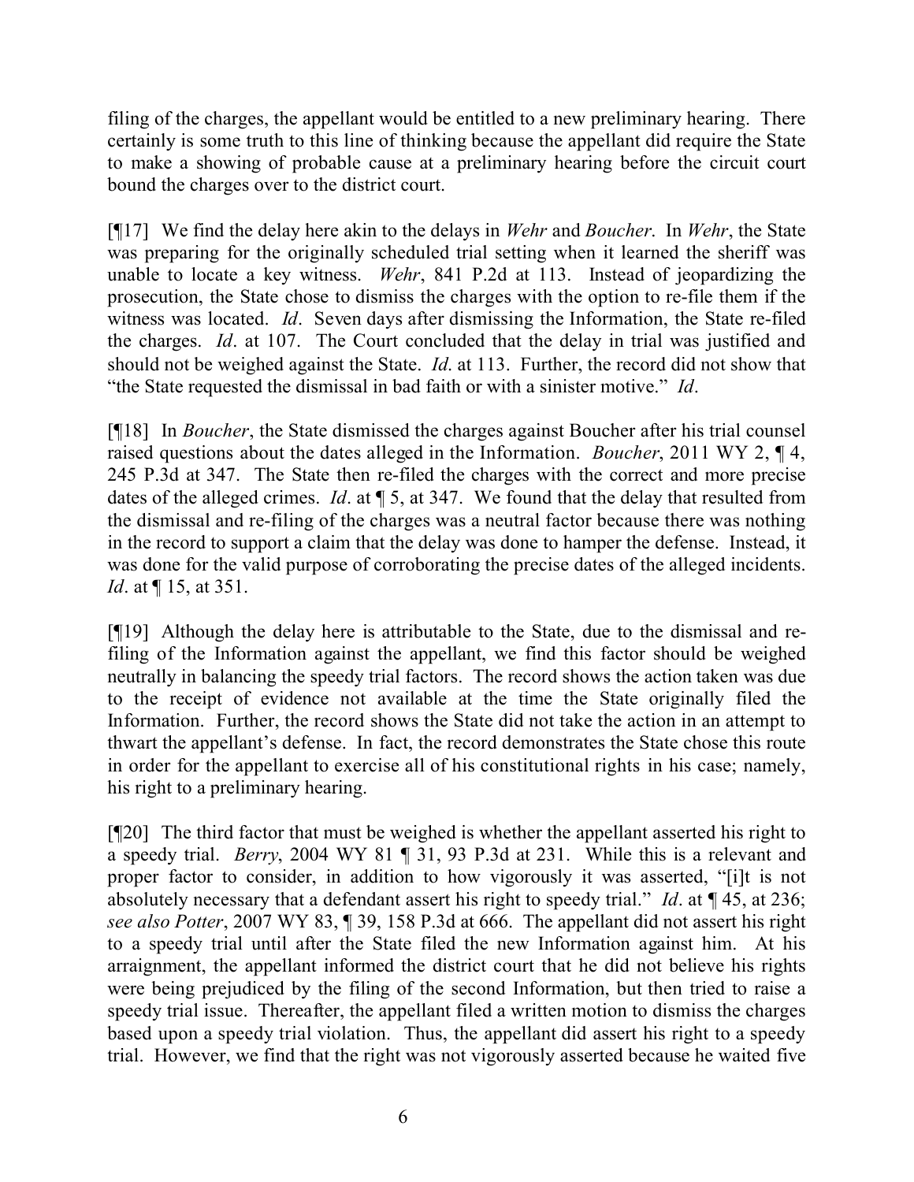filing of the charges, the appellant would be entitled to a new preliminary hearing. There certainly is some truth to this line of thinking because the appellant did require the State to make a showing of probable cause at a preliminary hearing before the circuit court bound the charges over to the district court.

[¶17] We find the delay here akin to the delays in *Wehr* and *Boucher*. In *Wehr*, the State was preparing for the originally scheduled trial setting when it learned the sheriff was unable to locate a key witness. *Wehr*, 841 P.2d at 113. Instead of jeopardizing the prosecution, the State chose to dismiss the charges with the option to re-file them if the witness was located. *Id*. Seven days after dismissing the Information, the State re-filed the charges. *Id*. at 107. The Court concluded that the delay in trial was justified and should not be weighed against the State. *Id*. at 113. Further, the record did not show that "the State requested the dismissal in bad faith or with a sinister motive." *Id*.

[¶18] In *Boucher*, the State dismissed the charges against Boucher after his trial counsel raised questions about the dates alleged in the Information. *Boucher*, 2011 WY 2, ¶ 4, 245 P.3d at 347. The State then re-filed the charges with the correct and more precise dates of the alleged crimes. *Id*. at ¶ 5, at 347. We found that the delay that resulted from the dismissal and re-filing of the charges was a neutral factor because there was nothing in the record to support a claim that the delay was done to hamper the defense. Instead, it was done for the valid purpose of corroborating the precise dates of the alleged incidents. *Id*. at ¶ 15, at 351.

[¶19] Although the delay here is attributable to the State, due to the dismissal and re-filing of the Information against the appellant, we find this factor should be weighed neutrally in balancing the speedy trial factors. The record shows the action taken was due to the receipt of evidence not available at the time the State originally filed the Information. Further, the record shows the State did not take the action in an attempt to thwart the appellant's defense. In fact, the record demonstrates the State chose this route in order for the appellant to exercise all of his constitutional rights in his case; namely, his right to a preliminary hearing.

[¶20] The third factor that must be weighed is whether the appellant asserted his right to a speedy trial. *Berry*, 2004 WY 81 ¶ 31, 93 P.3d at 231. While this is a relevant and proper factor to consider, in addition to how vigorously it was asserted, "[i]t is not absolutely necessary that a defendant assert his right to speedy trial." *Id*. at ¶ 45, at 236; *see also Potter*, 2007 WY 83, ¶ 39, 158 P.3d at 666. The appellant did not assert his right to a speedy trial until after the State filed the new Information against him. At his arraignment, the appellant informed the district court that he did not believe his rights were being prejudiced by the filing of the second Information, but then tried to raise a speedy trial issue. Thereafter, the appellant filed a written motion to dismiss the charges based upon a speedy trial violation. Thus, the appellant did assert his right to a speedy trial. However, we find that the right was not vigorously asserted because he waited five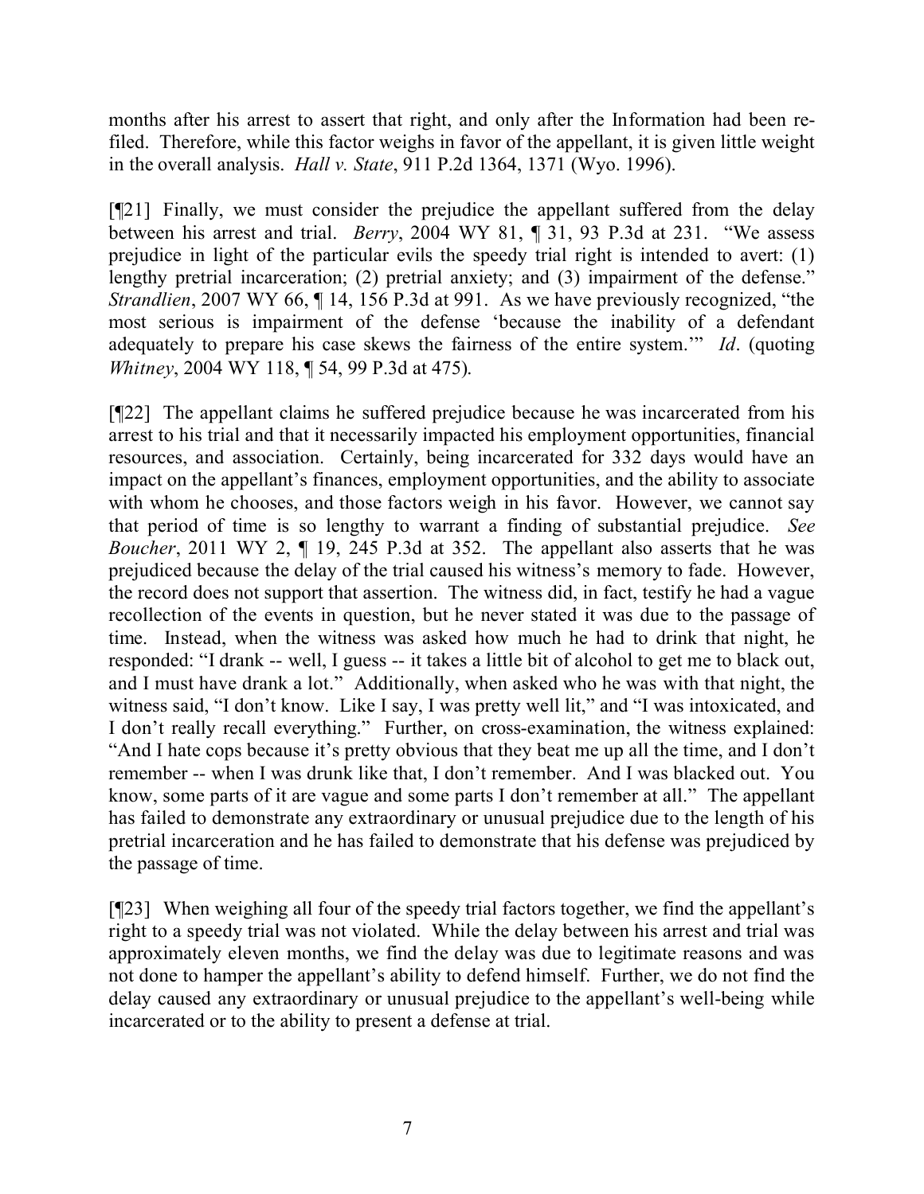months after his arrest to assert that right, and only after the Information had been re-filed. Therefore, while this factor weighs in favor of the appellant, it is given little weight in the overall analysis. *Hall v. State*, 911 P.2d 1364, 1371 (Wyo. 1996).

[¶21] Finally, we must consider the prejudice the appellant suffered from the delay between his arrest and trial. *Berry*, 2004 WY 81, ¶ 31, 93 P.3d at 231. "We assess prejudice in light of the particular evils the speedy trial right is intended to avert: (1) lengthy pretrial incarceration; (2) pretrial anxiety; and (3) impairment of the defense." *Strandlien*, 2007 WY 66, ¶ 14, 156 P.3d at 991. As we have previously recognized, "the most serious is impairment of the defense 'because the inability of a defendant adequately to prepare his case skews the fairness of the entire system.'" *Id*. (quoting *Whitney*, 2004 WY 118, ¶ 54, 99 P.3d at 475).

[¶22] The appellant claims he suffered prejudice because he was incarcerated from his arrest to his trial and that it necessarily impacted his employment opportunities, financial resources, and association. Certainly, being incarcerated for 332 days would have an impact on the appellant's finances, employment opportunities, and the ability to associate with whom he chooses, and those factors weigh in his favor. However, we cannot say that period of time is so lengthy to warrant a finding of substantial prejudice. *See Boucher*, 2011 WY 2, ¶ 19, 245 P.3d at 352. The appellant also asserts that he was prejudiced because the delay of the trial caused his witness's memory to fade. However, the record does not support that assertion. The witness did, in fact, testify he had a vague recollection of the events in question, but he never stated it was due to the passage of time. Instead, when the witness was asked how much he had to drink that night, he responded: "I drank -- well, I guess -- it takes a little bit of alcohol to get me to black out, and I must have drank a lot." Additionally, when asked who he was with that night, the witness said, "I don't know. Like I say, I was pretty well lit," and "I was intoxicated, and I don't really recall everything." Further, on cross-examination, the witness explained: "And I hate cops because it's pretty obvious that they beat me up all the time, and I don't remember -- when I was drunk like that, I don't remember. And I was blacked out. You know, some parts of it are vague and some parts I don't remember at all." The appellant has failed to demonstrate any extraordinary or unusual prejudice due to the length of his pretrial incarceration and he has failed to demonstrate that his defense was prejudiced by the passage of time.

[¶23] When weighing all four of the speedy trial factors together, we find the appellant's right to a speedy trial was not violated. While the delay between his arrest and trial was approximately eleven months, we find the delay was due to legitimate reasons and was not done to hamper the appellant's ability to defend himself. Further, we do not find the delay caused any extraordinary or unusual prejudice to the appellant's well-being while incarcerated or to the ability to present a defense at trial.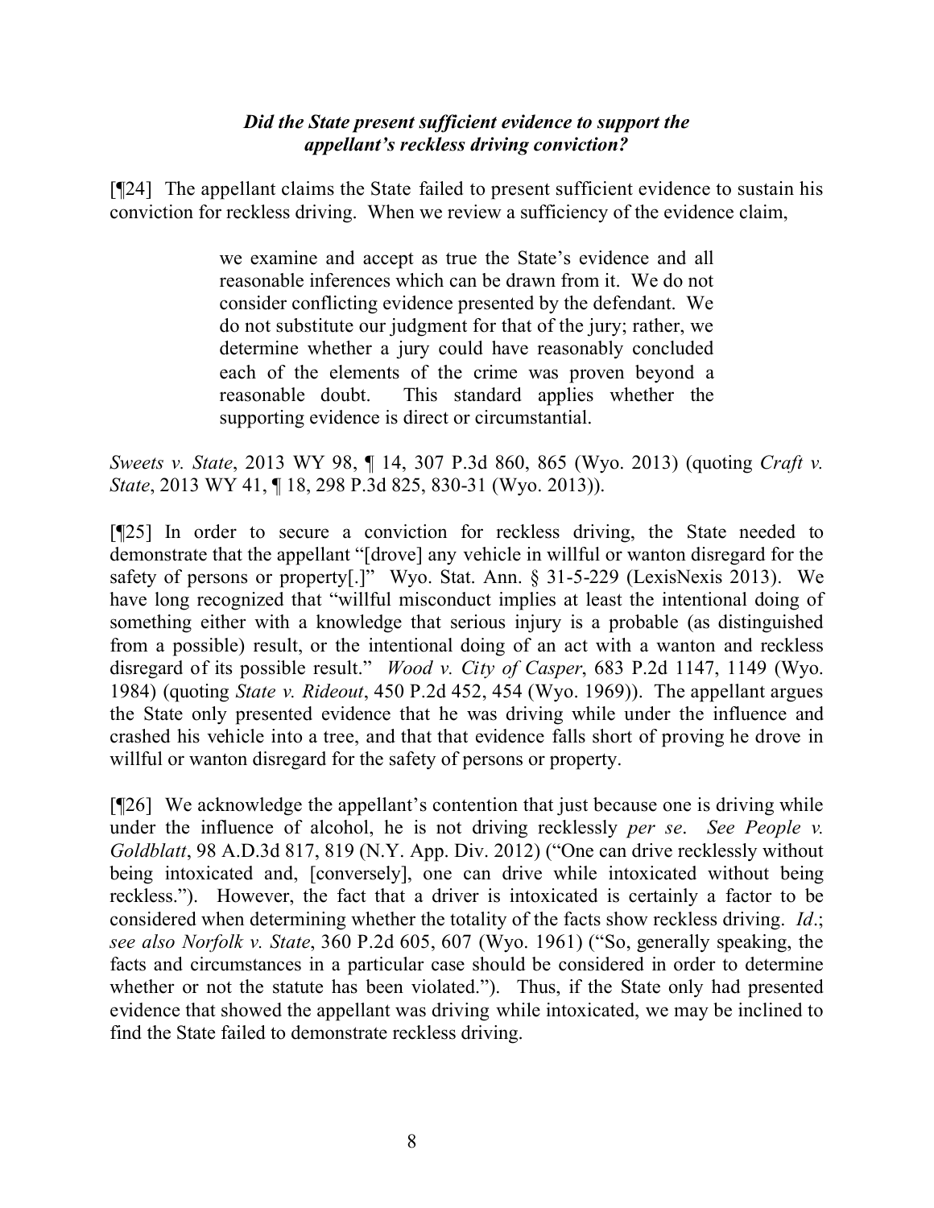***Did the State present sufficient evidence to support the appellant's reckless driving conviction?***

[¶24] The appellant claims the State failed to present sufficient evidence to sustain his conviction for reckless driving. When we review a sufficiency of the evidence claim,

> we examine and accept as true the State's evidence and all reasonable inferences which can be drawn from it. We do not consider conflicting evidence presented by the defendant. We do not substitute our judgment for that of the jury; rather, we determine whether a jury could have reasonably concluded each of the elements of the crime was proven beyond a reasonable doubt. This standard applies whether the supporting evidence is direct or circumstantial.

*Sweets v. State*, 2013 WY 98, ¶ 14, 307 P.3d 860, 865 (Wyo. 2013) (quoting *Craft v. State*, 2013 WY 41, ¶ 18, 298 P.3d 825, 830-31 (Wyo. 2013)).

[¶25] In order to secure a conviction for reckless driving, the State needed to demonstrate that the appellant "[drove] any vehicle in willful or wanton disregard for the safety of persons or property[.]" Wyo. Stat. Ann. § 31-5-229 (LexisNexis 2013). We have long recognized that "willful misconduct implies at least the intentional doing of something either with a knowledge that serious injury is a probable (as distinguished from a possible) result, or the intentional doing of an act with a wanton and reckless disregard of its possible result." *Wood v. City of Casper*, 683 P.2d 1147, 1149 (Wyo. 1984) (quoting *State v. Rideout*, 450 P.2d 452, 454 (Wyo. 1969)). The appellant argues the State only presented evidence that he was driving while under the influence and crashed his vehicle into a tree, and that that evidence falls short of proving he drove in willful or wanton disregard for the safety of persons or property.

[¶26] We acknowledge the appellant's contention that just because one is driving while under the influence of alcohol, he is not driving recklessly *per se*. *See People v. Goldblatt*, 98 A.D.3d 817, 819 (N.Y. App. Div. 2012) ("One can drive recklessly without being intoxicated and, [conversely], one can drive while intoxicated without being reckless."). However, the fact that a driver is intoxicated is certainly a factor to be considered when determining whether the totality of the facts show reckless driving. *Id*.; *see also Norfolk v. State*, 360 P.2d 605, 607 (Wyo. 1961) ("So, generally speaking, the facts and circumstances in a particular case should be considered in order to determine whether or not the statute has been violated."). Thus, if the State only had presented evidence that showed the appellant was driving while intoxicated, we may be inclined to find the State failed to demonstrate reckless driving.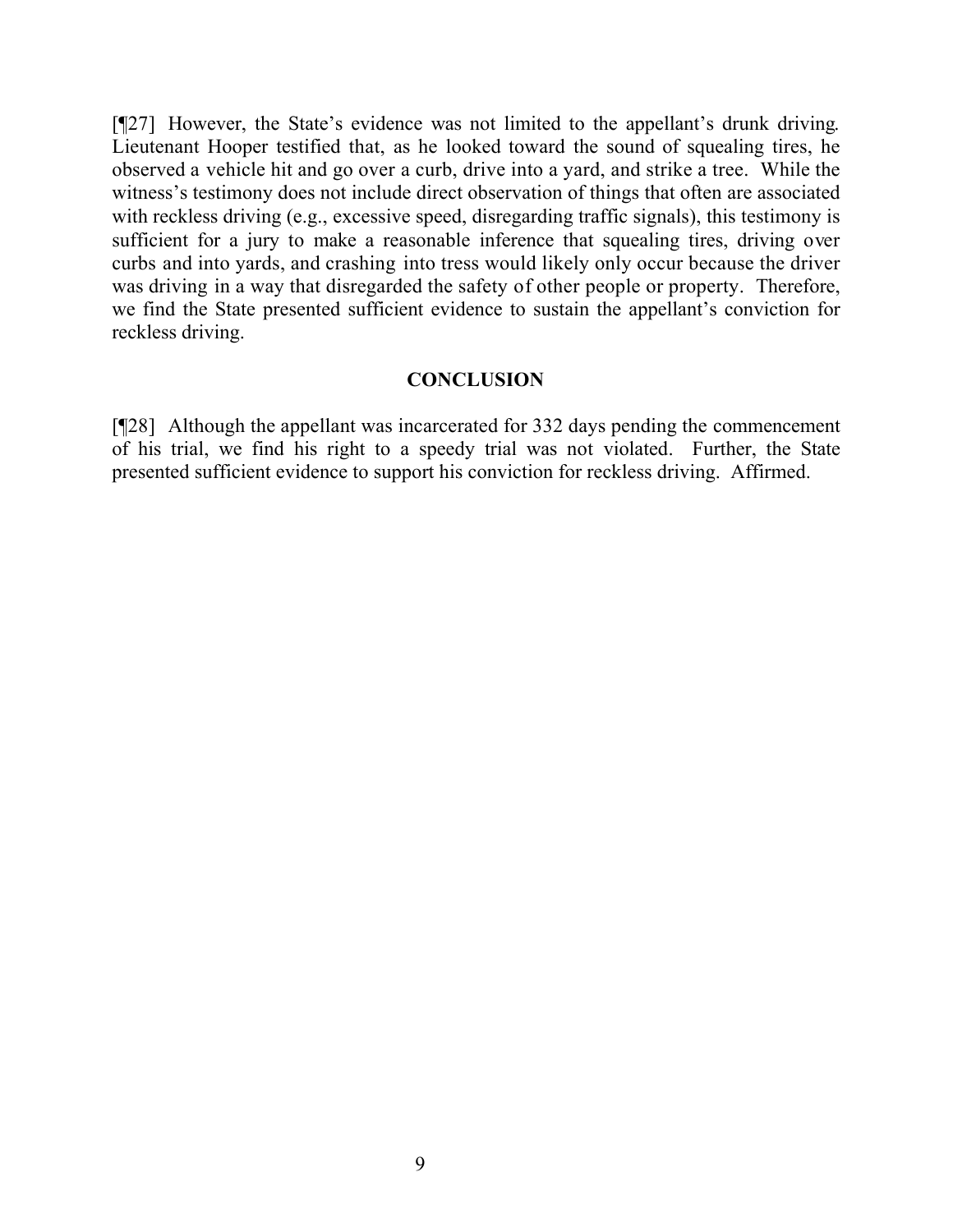[¶27] However, the State's evidence was not limited to the appellant's drunk driving. Lieutenant Hooper testified that, as he looked toward the sound of squealing tires, he observed a vehicle hit and go over a curb, drive into a yard, and strike a tree. While the witness's testimony does not include direct observation of things that often are associated with reckless driving (e.g., excessive speed, disregarding traffic signals), this testimony is sufficient for a jury to make a reasonable inference that squealing tires, driving over curbs and into yards, and crashing into tress would likely only occur because the driver was driving in a way that disregarded the safety of other people or property. Therefore, we find the State presented sufficient evidence to sustain the appellant's conviction for reckless driving.

## CONCLUSION

[¶28] Although the appellant was incarcerated for 332 days pending the commencement of his trial, we find his right to a speedy trial was not violated. Further, the State presented sufficient evidence to support his conviction for reckless driving. Affirmed.